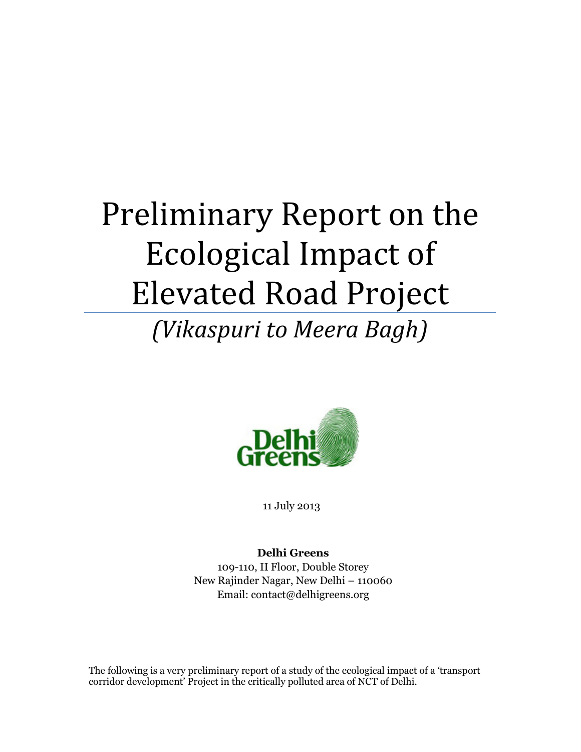# Preliminary Report on the Ecological Impact of Elevated Road Project

## *(Vikaspuri to Meera Bagh)*

Delhi Greens

11 July 2013

**Delhi Greens**
109-110, II Floor, Double Storey
New Rajinder Nagar, New Delhi – 110060
Email: contact@delhigreens.org

The following is a very preliminary report of a study of the ecological impact of a 'transport corridor development' Project in the critically polluted area of NCT of Delhi.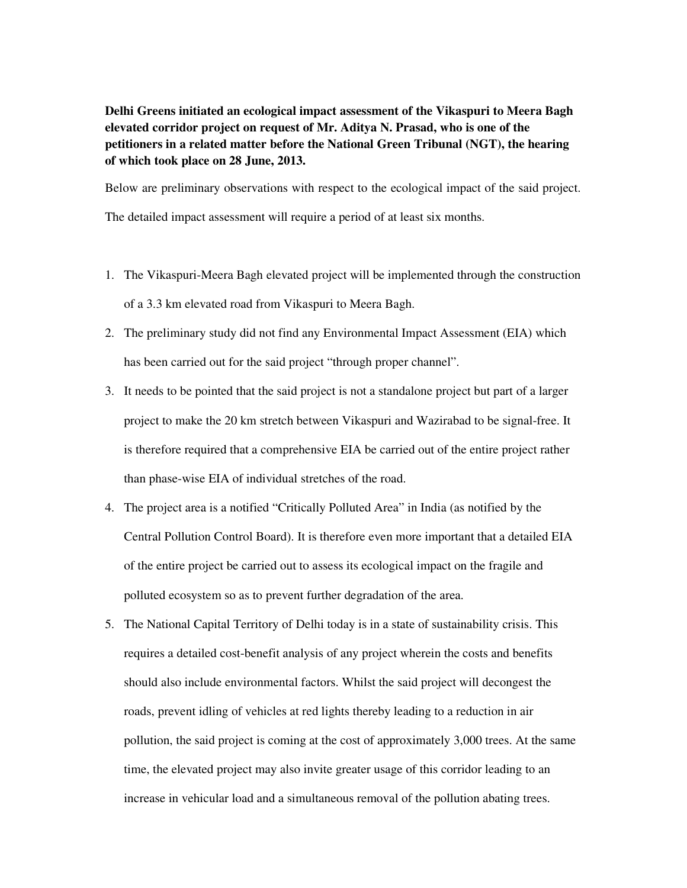**Delhi Greens initiated an ecological impact assessment of the Vikaspuri to Meera Bagh elevated corridor project on request of Mr. Aditya N. Prasad, who is one of the petitioners in a related matter before the National Green Tribunal (NGT), the hearing of which took place on 28 June, 2013.**

Below are preliminary observations with respect to the ecological impact of the said project.

The detailed impact assessment will require a period of at least six months.

1. The Vikaspuri-Meera Bagh elevated project will be implemented through the construction of a 3.3 km elevated road from Vikaspuri to Meera Bagh.
2. The preliminary study did not find any Environmental Impact Assessment (EIA) which has been carried out for the said project "through proper channel".
3. It needs to be pointed that the said project is not a standalone project but part of a larger project to make the 20 km stretch between Vikaspuri and Wazirabad to be signal-free. It is therefore required that a comprehensive EIA be carried out of the entire project rather than phase-wise EIA of individual stretches of the road.
4. The project area is a notified "Critically Polluted Area" in India (as notified by the Central Pollution Control Board). It is therefore even more important that a detailed EIA of the entire project be carried out to assess its ecological impact on the fragile and polluted ecosystem so as to prevent further degradation of the area.
5. The National Capital Territory of Delhi today is in a state of sustainability crisis. This requires a detailed cost-benefit analysis of any project wherein the costs and benefits should also include environmental factors. Whilst the said project will decongest the roads, prevent idling of vehicles at red lights thereby leading to a reduction in air pollution, the said project is coming at the cost of approximately 3,000 trees. At the same time, the elevated project may also invite greater usage of this corridor leading to an increase in vehicular load and a simultaneous removal of the pollution abating trees.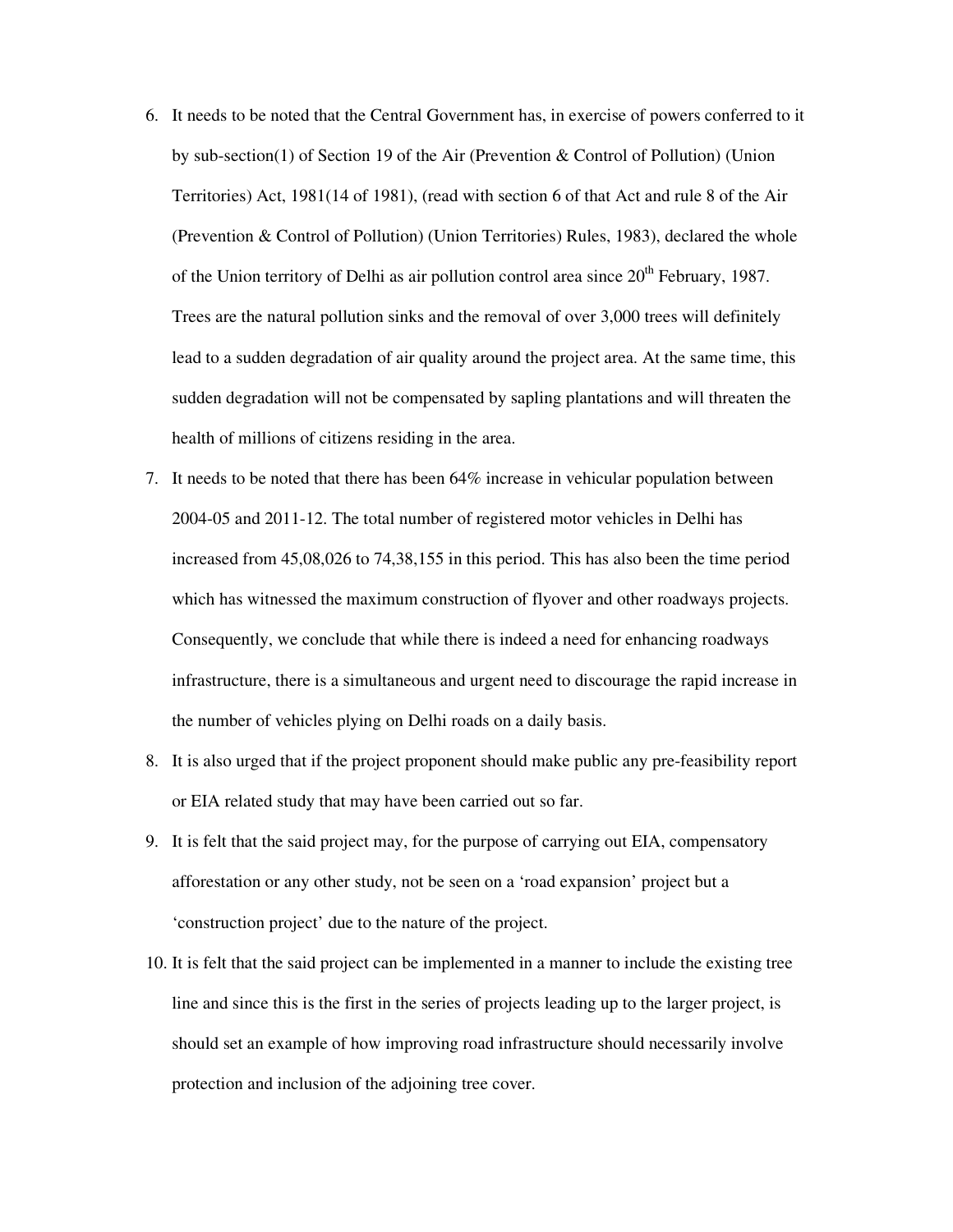6. It needs to be noted that the Central Government has, in exercise of powers conferred to it by sub-section(1) of Section 19 of the Air (Prevention & Control of Pollution) (Union Territories) Act, 1981(14 of 1981), (read with section 6 of that Act and rule 8 of the Air (Prevention & Control of Pollution) (Union Territories) Rules, 1983), declared the whole of the Union territory of Delhi as air pollution control area since 20th February, 1987. Trees are the natural pollution sinks and the removal of over 3,000 trees will definitely lead to a sudden degradation of air quality around the project area. At the same time, this sudden degradation will not be compensated by sapling plantations and will threaten the health of millions of citizens residing in the area.
7. It needs to be noted that there has been 64% increase in vehicular population between 2004-05 and 2011-12. The total number of registered motor vehicles in Delhi has increased from 45,08,026 to 74,38,155 in this period. This has also been the time period which has witnessed the maximum construction of flyover and other roadways projects. Consequently, we conclude that while there is indeed a need for enhancing roadways infrastructure, there is a simultaneous and urgent need to discourage the rapid increase in the number of vehicles plying on Delhi roads on a daily basis.
8. It is also urged that if the project proponent should make public any pre-feasibility report or EIA related study that may have been carried out so far.
9. It is felt that the said project may, for the purpose of carrying out EIA, compensatory afforestation or any other study, not be seen on a 'road expansion' project but a 'construction project' due to the nature of the project.
10. It is felt that the said project can be implemented in a manner to include the existing tree line and since this is the first in the series of projects leading up to the larger project, is should set an example of how improving road infrastructure should necessarily involve protection and inclusion of the adjoining tree cover.